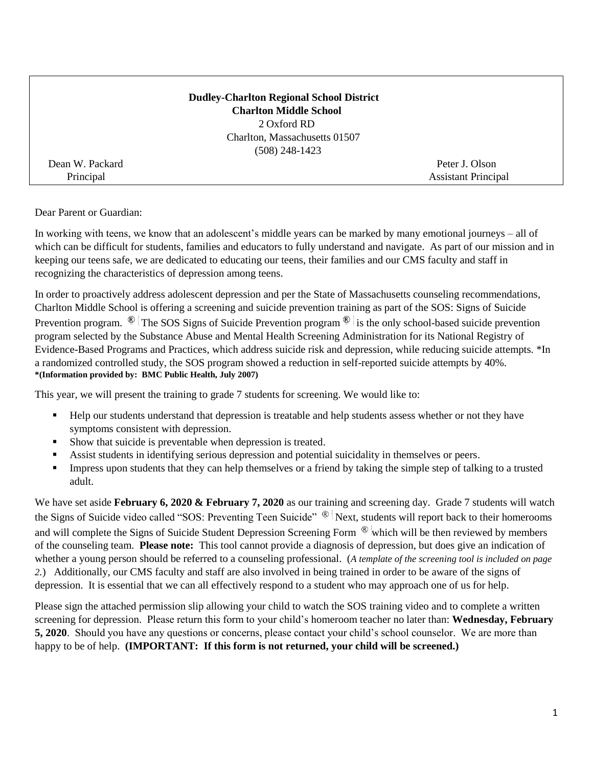**Dudley-Charlton Regional School District**
**Charlton Middle School**
2 Oxford RD
Charlton, Massachusetts 01507
(508) 248-1423

Dean W. Packard
Principal

Peter J. Olson
Assistant Principal

Dear Parent or Guardian:

In working with teens, we know that an adolescent's middle years can be marked by many emotional journeys – all of which can be difficult for students, families and educators to fully understand and navigate. As part of our mission and in keeping our teens safe, we are dedicated to educating our teens, their families and our CMS faculty and staff in recognizing the characteristics of depression among teens.

In order to proactively address adolescent depression and per the State of Massachusetts counseling recommendations, Charlton Middle School is offering a screening and suicide prevention training as part of the SOS: Signs of Suicide Prevention program. ® The SOS Signs of Suicide Prevention program ® is the only school-based suicide prevention program selected by the Substance Abuse and Mental Health Screening Administration for its National Registry of Evidence-Based Programs and Practices, which address suicide risk and depression, while reducing suicide attempts. *In a randomized controlled study, the SOS program showed a reduction in self-reported suicide attempts by 40%.
**\*(Information provided by: BMC Public Health, July 2007)**

This year, we will present the training to grade 7 students for screening. We would like to:

- Help our students understand that depression is treatable and help students assess whether or not they have symptoms consistent with depression.
- Show that suicide is preventable when depression is treated.
- Assist students in identifying serious depression and potential suicidality in themselves or peers.
- Impress upon students that they can help themselves or a friend by taking the simple step of talking to a trusted adult.

We have set aside **February 6, 2020 & February 7, 2020** as our training and screening day. Grade 7 students will watch the Signs of Suicide video called "SOS: Preventing Teen Suicide" ® Next, students will report back to their homerooms and will complete the Signs of Suicide Student Depression Screening Form ® which will be then reviewed by members of the counseling team. **Please note:** This tool cannot provide a diagnosis of depression, but does give an indication of whether a young person should be referred to a counseling professional. (*A template of the screening tool is included on page 2.*) Additionally, our CMS faculty and staff are also involved in being trained in order to be aware of the signs of depression. It is essential that we can all effectively respond to a student who may approach one of us for help.

Please sign the attached permission slip allowing your child to watch the SOS training video and to complete a written screening for depression. Please return this form to your child's homeroom teacher no later than: **Wednesday, February 5, 2020**. Should you have any questions or concerns, please contact your child's school counselor. We are more than happy to be of help. **(IMPORTANT: If this form is not returned, your child will be screened.)**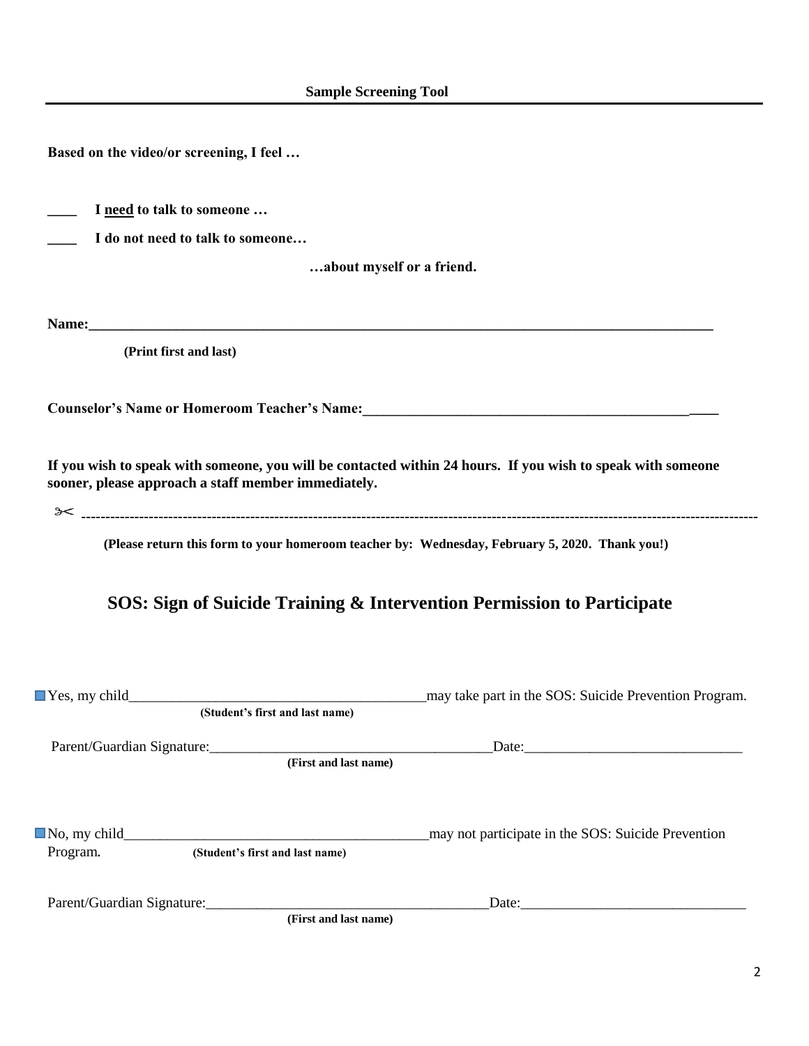**Sample Screening Tool**

**Based on the video/or screening, I feel …**

**____ I <u>need</u> to talk to someone …**

**____ I do not need to talk to someone…**

**…about myself or a friend.**

**Name:______________________________________________________________________________**

**(Print first and last)**

**Counselor's Name or Homeroom Teacher's Name:_____________________________________________**

**If you wish to speak with someone, you will be contacted within 24 hours. If you wish to speak with someone sooner, please approach a staff member immediately.**

✂ ---------------------------------------------------------------------------------------------------------------------------------------

**(Please return this form to your homeroom teacher by: Wednesday, February 5, 2020. Thank you!)**

## SOS: Sign of Suicide Training & Intervention Permission to Participate

☐ Yes, my child_________________________________________may take part in the SOS: Suicide Prevention Program.
**(Student's first and last name)**

Parent/Guardian Signature:______________________________________Date:______________________________
**(First and last name)**

☐ No, my child___________________________________________may not participate in the SOS: Suicide Prevention Program.
**(Student's first and last name)**

Parent/Guardian Signature:______________________________________Date:_______________________________
**(First and last name)**